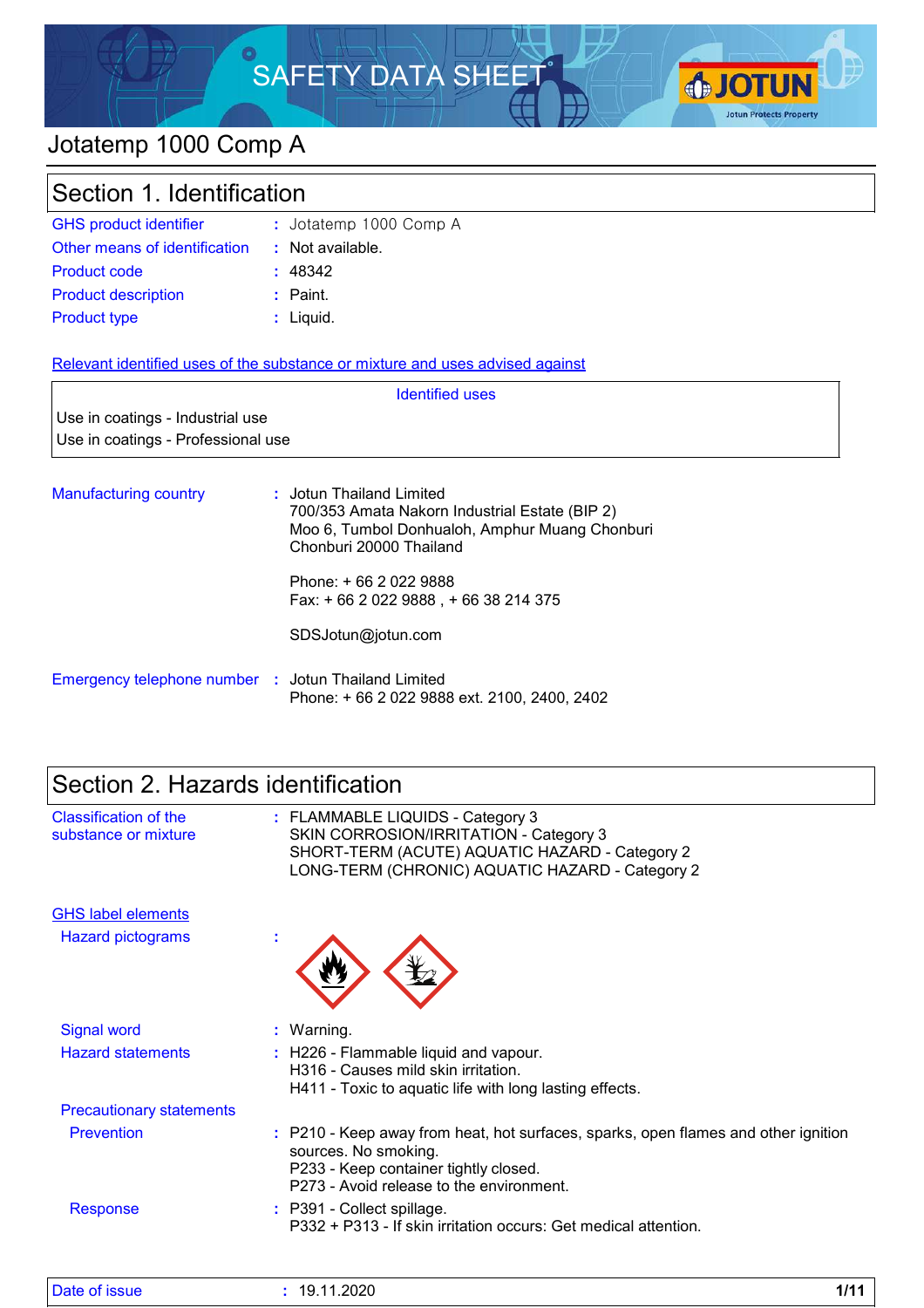# SAFETY DATA SHEET

## Jotatemp 1000 Comp A

## Section 1. Identification

| | | |
|---|---|---|
| GHS product identifier | : | Jotatemp 1000 Comp A |
| Other means of identification | : | Not available. |
| Product code | : | 48342 |
| Product description | : | Paint. |
| Product type | : | Liquid. |

**Relevant identified uses of the substance or mixture and uses advised against**

| Identified uses |
|---|
| Use in coatings - Industrial use |
| Use in coatings - Professional use |

**Manufacturing country** : Jotun Thailand Limited
700/353 Amata Nakorn Industrial Estate (BIP 2)
Moo 6, Tumbol Donhualoh, Amphur Muang Chonburi
Chonburi 20000 Thailand

Phone: + 66 2 022 9888
Fax: + 66 2 022 9888 , + 66 38 214 375

SDSJotun@jotun.com

**Emergency telephone number** : Jotun Thailand Limited
Phone: + 66 2 022 9888 ext. 2100, 2400, 2402

## Section 2. Hazards identification

**Classification of the substance or mixture** : FLAMMABLE LIQUIDS - Category 3
SKIN CORROSION/IRRITATION - Category 3
SHORT-TERM (ACUTE) AQUATIC HAZARD - Category 2
LONG-TERM (CHRONIC) AQUATIC HAZARD - Category 2

**GHS label elements**

**Hazard pictograms** :

**Signal word** : Warning.

**Hazard statements** : H226 - Flammable liquid and vapour.
H316 - Causes mild skin irritation.
H411 - Toxic to aquatic life with long lasting effects.

**Precautionary statements**

**Prevention** : P210 - Keep away from heat, hot surfaces, sparks, open flames and other ignition sources. No smoking.
P233 - Keep container tightly closed.
P273 - Avoid release to the environment.

**Response** : P391 - Collect spillage.
P332 + P313 - If skin irritation occurs: Get medical attention.

Date of issue : 19.11.2020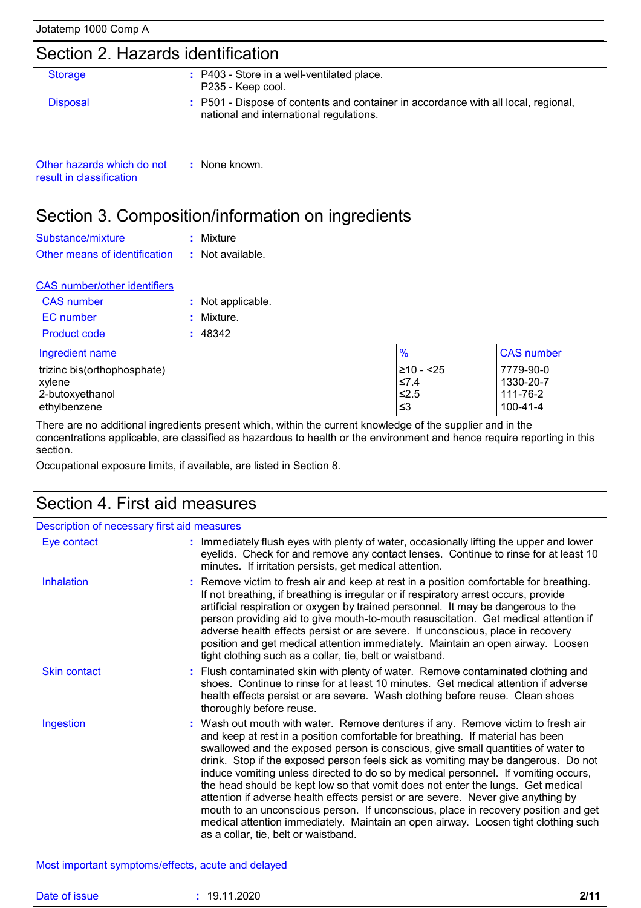## Section 2. Hazards identification

**Storage** : P403 - Store in a well-ventilated place.
P235 - Keep cool.

**Disposal** : P501 - Dispose of contents and container in accordance with all local, regional, national and international regulations.

**Other hazards which do not result in classification** : None known.

## Section 3. Composition/information on ingredients

**Substance/mixture** : Mixture

**Other means of identification** : Not available.

**CAS number/other identifiers**

**CAS number** : Not applicable.

**EC number** : Mixture.

**Product code** : 48342

| Ingredient name | % | CAS number |
|---|---|---|
| trizinc bis(orthophosphate) | ≥10 - <25 | 7779-90-0 |
| xylene | ≤7.4 | 1330-20-7 |
| 2-butoxyethanol | ≤2.5 | 111-76-2 |
| ethylbenzene | ≤3 | 100-41-4 |

There are no additional ingredients present which, within the current knowledge of the supplier and in the concentrations applicable, are classified as hazardous to health or the environment and hence require reporting in this section.

Occupational exposure limits, if available, are listed in Section 8.

## Section 4. First aid measures

**Description of necessary first aid measures**

**Eye contact** : Immediately flush eyes with plenty of water, occasionally lifting the upper and lower eyelids. Check for and remove any contact lenses. Continue to rinse for at least 10 minutes. If irritation persists, get medical attention.

**Inhalation** : Remove victim to fresh air and keep at rest in a position comfortable for breathing. If not breathing, if breathing is irregular or if respiratory arrest occurs, provide artificial respiration or oxygen by trained personnel. It may be dangerous to the person providing aid to give mouth-to-mouth resuscitation. Get medical attention if adverse health effects persist or are severe. If unconscious, place in recovery position and get medical attention immediately. Maintain an open airway. Loosen tight clothing such as a collar, tie, belt or waistband.

**Skin contact** : Flush contaminated skin with plenty of water. Remove contaminated clothing and shoes. Continue to rinse for at least 10 minutes. Get medical attention if adverse health effects persist or are severe. Wash clothing before reuse. Clean shoes thoroughly before reuse.

**Ingestion** : Wash out mouth with water. Remove dentures if any. Remove victim to fresh air and keep at rest in a position comfortable for breathing. If material has been swallowed and the exposed person is conscious, give small quantities of water to drink. Stop if the exposed person feels sick as vomiting may be dangerous. Do not induce vomiting unless directed to do so by medical personnel. If vomiting occurs, the head should be kept low so that vomit does not enter the lungs. Get medical attention if adverse health effects persist or are severe. Never give anything by mouth to an unconscious person. If unconscious, place in recovery position and get medical attention immediately. Maintain an open airway. Loosen tight clothing such as a collar, tie, belt or waistband.

**Most important symptoms/effects, acute and delayed**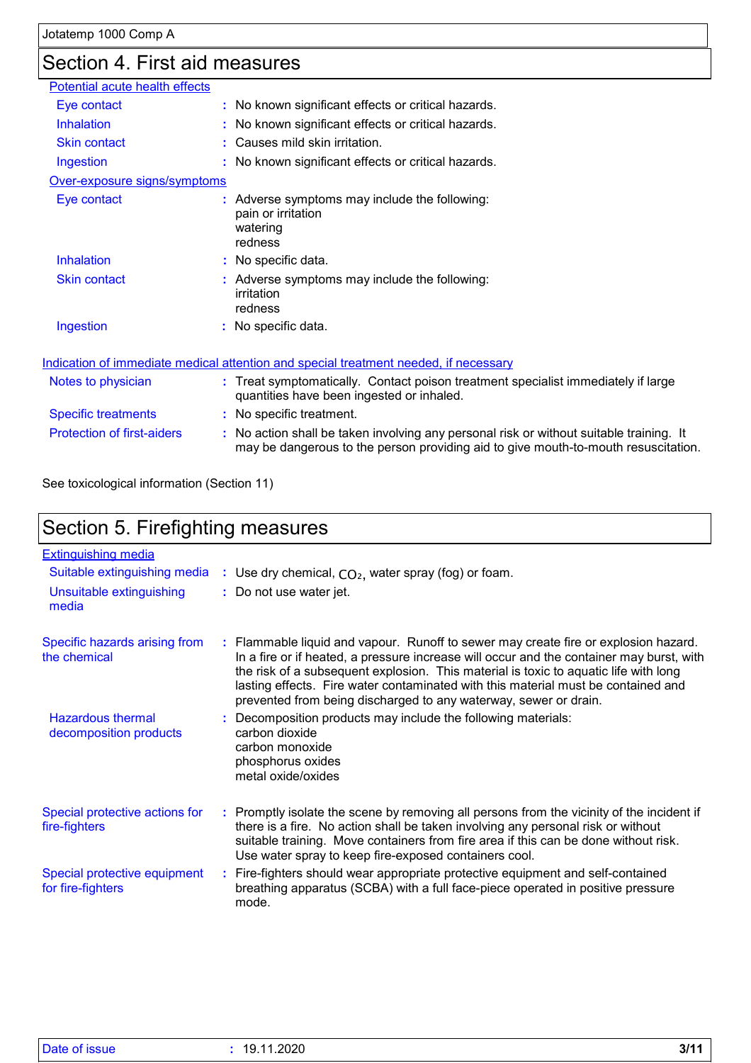## Section 4. First aid measures

**Potential acute health effects**

| | |
|---|---|
| Eye contact | No known significant effects or critical hazards. |
| Inhalation | No known significant effects or critical hazards. |
| Skin contact | Causes mild skin irritation. |
| Ingestion | No known significant effects or critical hazards. |

**Over-exposure signs/symptoms**

| | |
|---|---|
| Eye contact | Adverse symptoms may include the following:<br>pain or irritation<br>watering<br>redness |
| Inhalation | No specific data. |
| Skin contact | Adverse symptoms may include the following:<br>irritation<br>redness |
| Ingestion | No specific data. |

**Indication of immediate medical attention and special treatment needed, if necessary**

| | |
|---|---|
| Notes to physician | Treat symptomatically. Contact poison treatment specialist immediately if large quantities have been ingested or inhaled. |
| Specific treatments | No specific treatment. |
| Protection of first-aiders | No action shall be taken involving any personal risk or without suitable training. It may be dangerous to the person providing aid to give mouth-to-mouth resuscitation. |

See toxicological information (Section 11)

## Section 5. Firefighting measures

**Extinguishing media**

| | |
|---|---|
| Suitable extinguishing media | Use dry chemical, $CO_2$, water spray (fog) or foam. |
| Unsuitable extinguishing media | Do not use water jet. |

| | |
|---|---|
| Specific hazards arising from the chemical | Flammable liquid and vapour. Runoff to sewer may create fire or explosion hazard. In a fire or if heated, a pressure increase will occur and the container may burst, with the risk of a subsequent explosion. This material is toxic to aquatic life with long lasting effects. Fire water contaminated with this material must be contained and prevented from being discharged to any waterway, sewer or drain. |
| Hazardous thermal decomposition products | Decomposition products may include the following materials:<br>carbon dioxide<br>carbon monoxide<br>phosphorus oxides<br>metal oxide/oxides |

| | |
|---|---|
| Special protective actions for fire-fighters | Promptly isolate the scene by removing all persons from the vicinity of the incident if there is a fire. No action shall be taken involving any personal risk or without suitable training. Move containers from fire area if this can be done without risk. Use water spray to keep fire-exposed containers cool. |
| Special protective equipment for fire-fighters | Fire-fighters should wear appropriate protective equipment and self-contained breathing apparatus (SCBA) with a full face-piece operated in positive pressure mode. |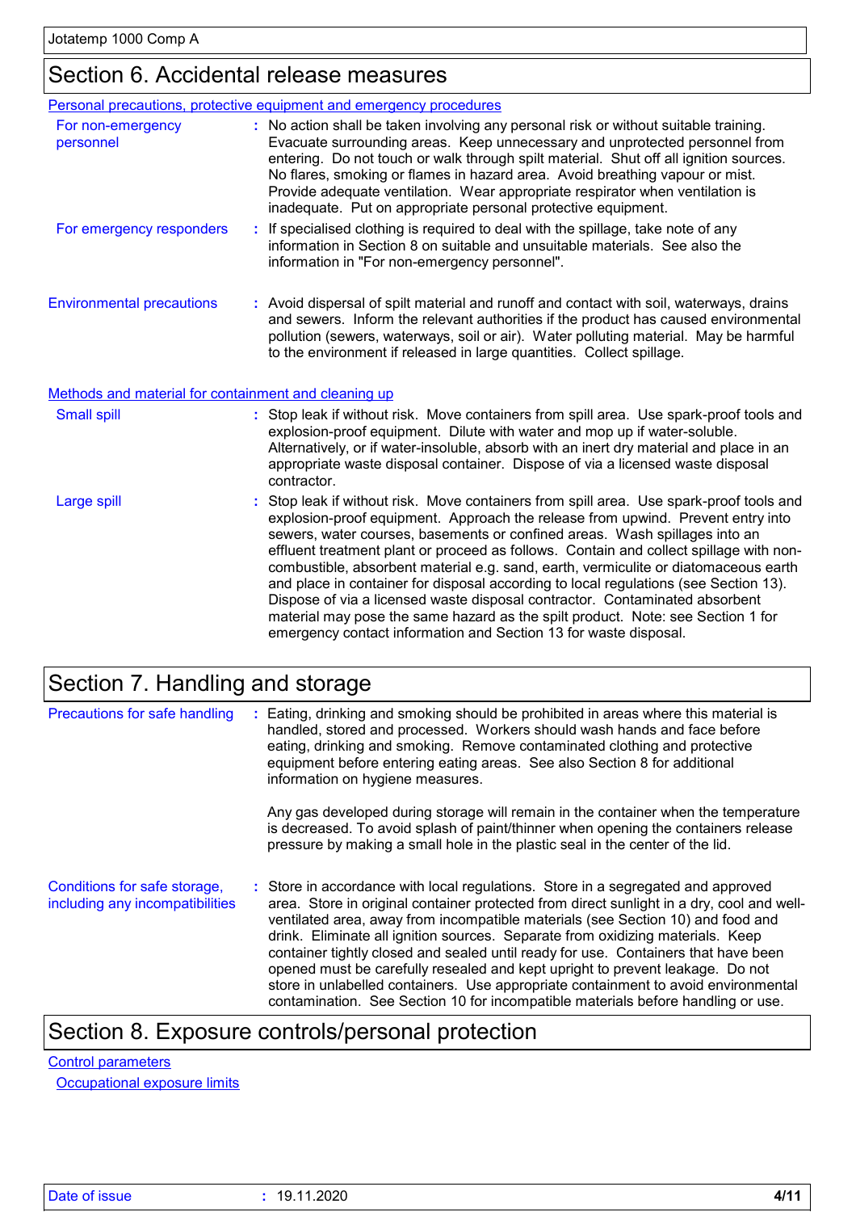## Section 6. Accidental release measures

### Personal precautions, protective equipment and emergency procedures

**For non-emergency personnel** : No action shall be taken involving any personal risk or without suitable training. Evacuate surrounding areas. Keep unnecessary and unprotected personnel from entering. Do not touch or walk through spilt material. Shut off all ignition sources. No flares, smoking or flames in hazard area. Avoid breathing vapour or mist. Provide adequate ventilation. Wear appropriate respirator when ventilation is inadequate. Put on appropriate personal protective equipment.

**For emergency responders** : If specialised clothing is required to deal with the spillage, take note of any information in Section 8 on suitable and unsuitable materials. See also the information in "For non-emergency personnel".

**Environmental precautions** : Avoid dispersal of spilt material and runoff and contact with soil, waterways, drains and sewers. Inform the relevant authorities if the product has caused environmental pollution (sewers, waterways, soil or air). Water polluting material. May be harmful to the environment if released in large quantities. Collect spillage.

### Methods and material for containment and cleaning up

**Small spill** : Stop leak if without risk. Move containers from spill area. Use spark-proof tools and explosion-proof equipment. Dilute with water and mop up if water-soluble. Alternatively, or if water-insoluble, absorb with an inert dry material and place in an appropriate waste disposal container. Dispose of via a licensed waste disposal contractor.

**Large spill** : Stop leak if without risk. Move containers from spill area. Use spark-proof tools and explosion-proof equipment. Approach the release from upwind. Prevent entry into sewers, water courses, basements or confined areas. Wash spillages into an effluent treatment plant or proceed as follows. Contain and collect spillage with non-combustible, absorbent material e.g. sand, earth, vermiculite or diatomaceous earth and place in container for disposal according to local regulations (see Section 13). Dispose of via a licensed waste disposal contractor. Contaminated absorbent material may pose the same hazard as the spilt product. Note: see Section 1 for emergency contact information and Section 13 for waste disposal.

## Section 7. Handling and storage

**Precautions for safe handling** : Eating, drinking and smoking should be prohibited in areas where this material is handled, stored and processed. Workers should wash hands and face before eating, drinking and smoking. Remove contaminated clothing and protective equipment before entering eating areas. See also Section 8 for additional information on hygiene measures.

Any gas developed during storage will remain in the container when the temperature is decreased. To avoid splash of paint/thinner when opening the containers release pressure by making a small hole in the plastic seal in the center of the lid.

**Conditions for safe storage, including any incompatibilities** : Store in accordance with local regulations. Store in a segregated and approved area. Store in original container protected from direct sunlight in a dry, cool and well-ventilated area, away from incompatible materials (see Section 10) and food and drink. Eliminate all ignition sources. Separate from oxidizing materials. Keep container tightly closed and sealed until ready for use. Containers that have been opened must be carefully resealed and kept upright to prevent leakage. Do not store in unlabelled containers. Use appropriate containment to avoid environmental contamination. See Section 10 for incompatible materials before handling or use.

## Section 8. Exposure controls/personal protection

### Control parameters

#### Occupational exposure limits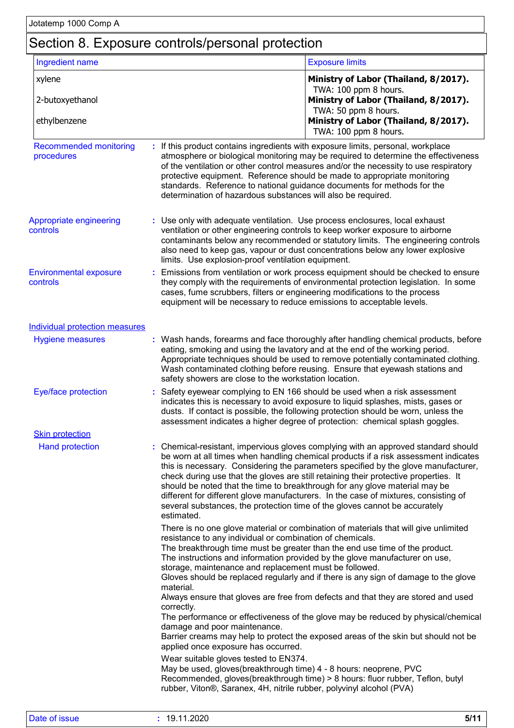## Section 8. Exposure controls/personal protection

| Ingredient name | Exposure limits |
|---|---|
| xylene | **Ministry of Labor (Thailand, 8/2017).** TWA: 100 ppm 8 hours. |
| 2-butoxyethanol | **Ministry of Labor (Thailand, 8/2017).** TWA: 50 ppm 8 hours. |
| ethylbenzene | **Ministry of Labor (Thailand, 8/2017).** TWA: 100 ppm 8 hours. |

**Recommended monitoring procedures** : If this product contains ingredients with exposure limits, personal, workplace atmosphere or biological monitoring may be required to determine the effectiveness of the ventilation or other control measures and/or the necessity to use respiratory protective equipment. Reference should be made to appropriate monitoring standards. Reference to national guidance documents for methods for the determination of hazardous substances will also be required.

**Appropriate engineering controls** : Use only with adequate ventilation. Use process enclosures, local exhaust ventilation or other engineering controls to keep worker exposure to airborne contaminants below any recommended or statutory limits. The engineering controls also need to keep gas, vapour or dust concentrations below any lower explosive limits. Use explosion-proof ventilation equipment.

**Environmental exposure controls** : Emissions from ventilation or work process equipment should be checked to ensure they comply with the requirements of environmental protection legislation. In some cases, fume scrubbers, filters or engineering modifications to the process equipment will be necessary to reduce emissions to acceptable levels.

### Individual protection measures

**Hygiene measures** : Wash hands, forearms and face thoroughly after handling chemical products, before eating, smoking and using the lavatory and at the end of the working period. Appropriate techniques should be used to remove potentially contaminated clothing. Wash contaminated clothing before reusing. Ensure that eyewash stations and safety showers are close to the workstation location.

**Eye/face protection** : Safety eyewear complying to EN 166 should be used when a risk assessment indicates this is necessary to avoid exposure to liquid splashes, mists, gases or dusts. If contact is possible, the following protection should be worn, unless the assessment indicates a higher degree of protection: chemical splash goggles.

#### Skin protection

**Hand protection** : Chemical-resistant, impervious gloves complying with an approved standard should be worn at all times when handling chemical products if a risk assessment indicates this is necessary. Considering the parameters specified by the glove manufacturer, check during use that the gloves are still retaining their protective properties. It should be noted that the time to breakthrough for any glove material may be different for different glove manufacturers. In the case of mixtures, consisting of several substances, the protection time of the gloves cannot be accurately estimated.

There is no one glove material or combination of materials that will give unlimited resistance to any individual or combination of chemicals.
The breakthrough time must be greater than the end use time of the product.
The instructions and information provided by the glove manufacturer on use, storage, maintenance and replacement must be followed.
Gloves should be replaced regularly and if there is any sign of damage to the glove material.
Always ensure that gloves are free from defects and that they are stored and used correctly.
The performance or effectiveness of the glove may be reduced by physical/chemical damage and poor maintenance.
Barrier creams may help to protect the exposed areas of the skin but should not be applied once exposure has occurred.

Wear suitable gloves tested to EN374.
May be used, gloves(breakthrough time) 4 - 8 hours: neoprene, PVC
Recommended, gloves(breakthrough time) > 8 hours: fluor rubber, Teflon, butyl rubber, Viton®, Saranex, 4H, nitrile rubber, polyvinyl alcohol (PVA)

Date of issue : 19.11.2020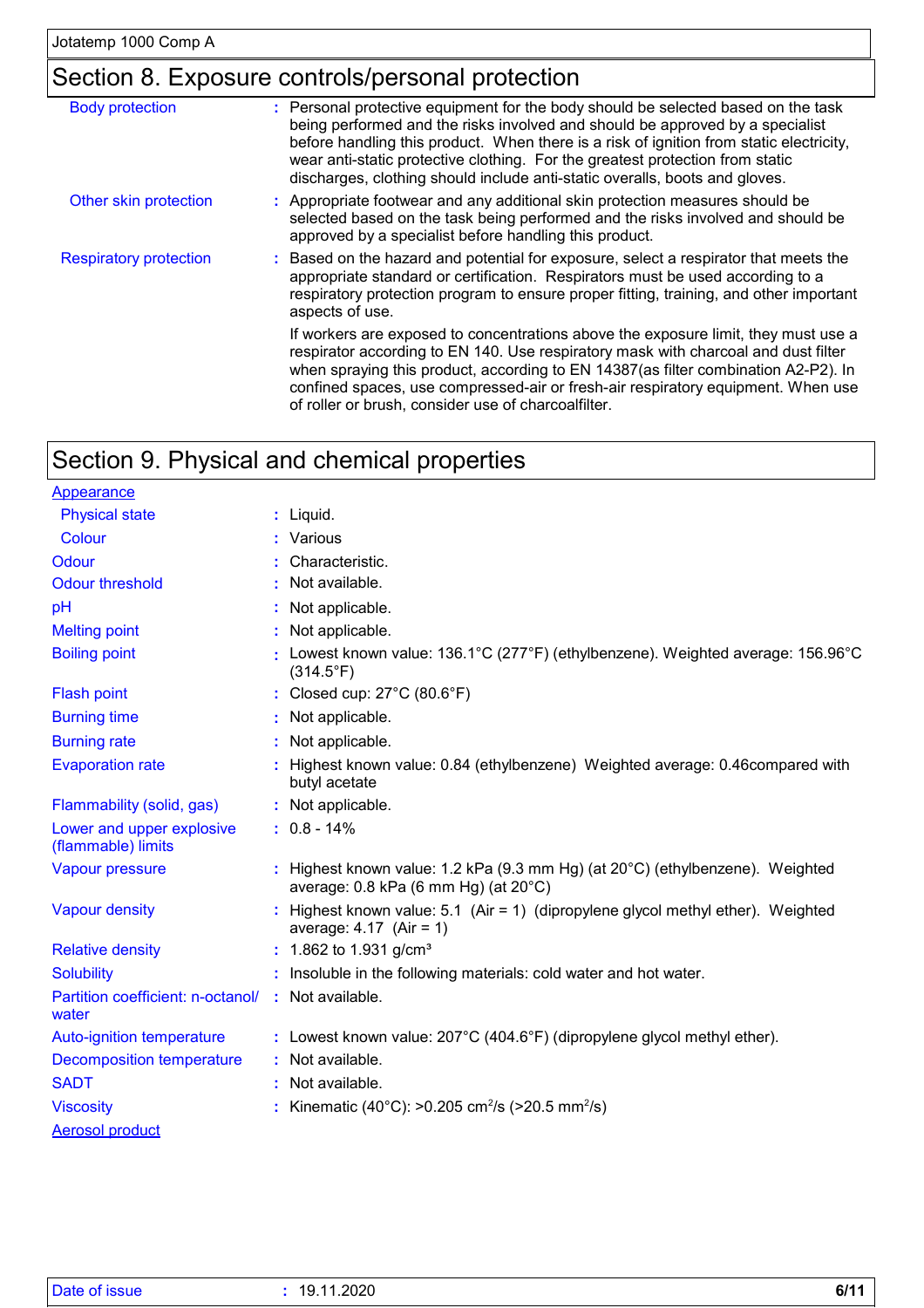## Section 8. Exposure controls/personal protection

| | |
|---|---|
| Body protection | : Personal protective equipment for the body should be selected based on the task being performed and the risks involved and should be approved by a specialist before handling this product. When there is a risk of ignition from static electricity, wear anti-static protective clothing. For the greatest protection from static discharges, clothing should include anti-static overalls, boots and gloves. |
| Other skin protection | : Appropriate footwear and any additional skin protection measures should be selected based on the task being performed and the risks involved and should be approved by a specialist before handling this product. |
| Respiratory protection | : Based on the hazard and potential for exposure, select a respirator that meets the appropriate standard or certification. Respirators must be used according to a respiratory protection program to ensure proper fitting, training, and other important aspects of use.<br><br>If workers are exposed to concentrations above the exposure limit, they must use a respirator according to EN 140. Use respiratory mask with charcoal and dust filter when spraying this product, according to EN 14387(as filter combination A2-P2). In confined spaces, use compressed-air or fresh-air respiratory equipment. When use of roller or brush, consider use of charcoalfilter. |

## Section 9. Physical and chemical properties

| | |
|---|---|
| **Appearance** | |
| Physical state | : Liquid. |
| Colour | : Various |
| Odour | : Characteristic. |
| Odour threshold | : Not available. |
| pH | : Not applicable. |
| Melting point | : Not applicable. |
| Boiling point | : Lowest known value: 136.1°C (277°F) (ethylbenzene). Weighted average: 156.96°C (314.5°F) |
| Flash point | : Closed cup: 27°C (80.6°F) |
| Burning time | : Not applicable. |
| Burning rate | : Not applicable. |
| Evaporation rate | : Highest known value: 0.84 (ethylbenzene) Weighted average: 0.46compared with butyl acetate |
| Flammability (solid, gas) | : Not applicable. |
| Lower and upper explosive (flammable) limits | : 0.8 - 14% |
| Vapour pressure | : Highest known value: 1.2 kPa (9.3 mm Hg) (at 20°C) (ethylbenzene). Weighted average: 0.8 kPa (6 mm Hg) (at 20°C) |
| Vapour density | : Highest known value: 5.1 (Air = 1) (dipropylene glycol methyl ether). Weighted average: 4.17 (Air = 1) |
| Relative density | : 1.862 to 1.931 g/cm³ |
| Solubility | : Insoluble in the following materials: cold water and hot water. |
| Partition coefficient: n-octanol/ water | : Not available. |
| Auto-ignition temperature | : Lowest known value: 207°C (404.6°F) (dipropylene glycol methyl ether). |
| Decomposition temperature | : Not available. |
| SADT | : Not available. |
| Viscosity | : Kinematic (40°C): >0.205 $cm^2/s$ (>20.5 $mm^2/s$) |
| **Aerosol product** | |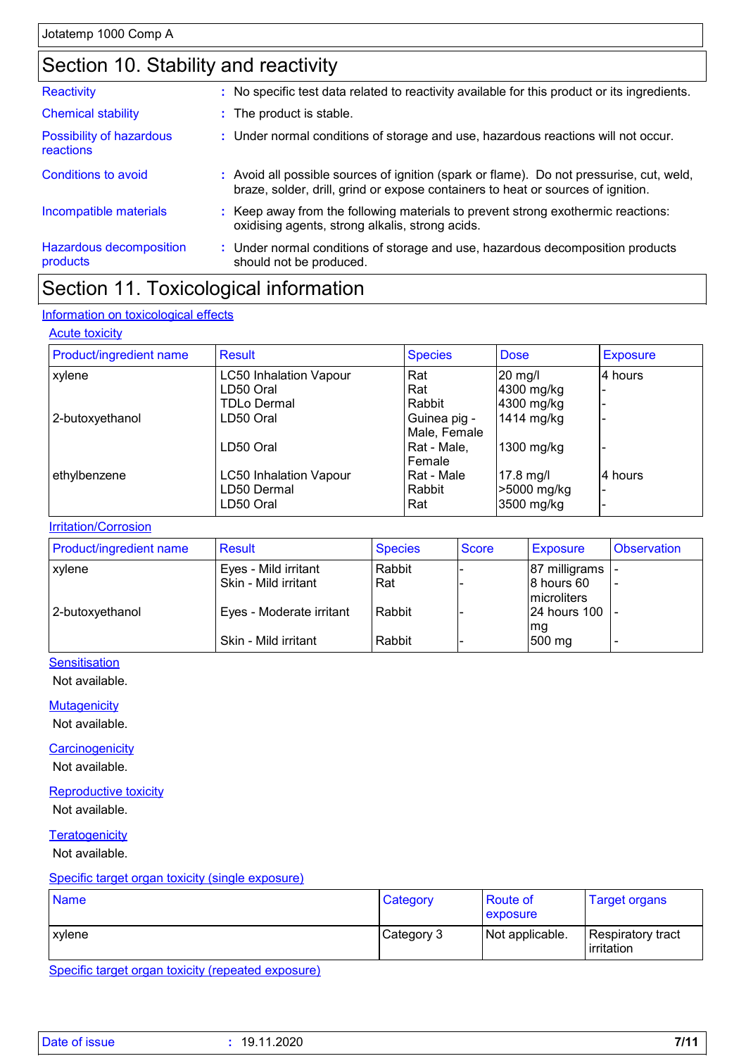## Section 10. Stability and reactivity

**Reactivity** : No specific test data related to reactivity available for this product or its ingredients.

**Chemical stability** : The product is stable.

**Possibility of hazardous reactions** : Under normal conditions of storage and use, hazardous reactions will not occur.

**Conditions to avoid** : Avoid all possible sources of ignition (spark or flame). Do not pressurise, cut, weld, braze, solder, drill, grind or expose containers to heat or sources of ignition.

**Incompatible materials** : Keep away from the following materials to prevent strong exothermic reactions: oxidising agents, strong alkalis, strong acids.

**Hazardous decomposition products** : Under normal conditions of storage and use, hazardous decomposition products should not be produced.

## Section 11. Toxicological information

### Information on toxicological effects

#### Acute toxicity

| Product/ingredient name | Result | Species | Dose | Exposure |
|---|---|---|---|---|
| xylene | LC50 Inhalation Vapour | Rat | 20 mg/l | 4 hours |
| | LD50 Oral | Rat | 4300 mg/kg | - |
| | TDLo Dermal | Rabbit | 4300 mg/kg | - |
| 2-butoxyethanol | LD50 Oral | Guinea pig - Male, Female | 1414 mg/kg | - |
| | LD50 Oral | Rat - Male, Female | 1300 mg/kg | - |
| ethylbenzene | LC50 Inhalation Vapour | Rat - Male | 17.8 mg/l | 4 hours |
| | LD50 Dermal | Rabbit | >5000 mg/kg | - |
| | LD50 Oral | Rat | 3500 mg/kg | - |

#### Irritation/Corrosion

| Product/ingredient name | Result | Species | Score | Exposure | Observation |
|---|---|---|---|---|---|
| xylene | Eyes - Mild irritant | Rabbit | - | 87 milligrams | - |
| | Skin - Mild irritant | Rat | - | 8 hours 60 microliters | - |
| 2-butoxyethanol | Eyes - Moderate irritant | Rabbit | - | 24 hours 100 mg | - |
| | Skin - Mild irritant | Rabbit | - | 500 mg | - |

#### Sensitisation

Not available.

#### Mutagenicity

Not available.

#### Carcinogenicity

Not available.

#### Reproductive toxicity

Not available.

#### Teratogenicity

Not available.

#### Specific target organ toxicity (single exposure)

| Name | Category | Route of exposure | Target organs |
|---|---|---|---|
| xylene | Category 3 | Not applicable. | Respiratory tract irritation |

#### Specific target organ toxicity (repeated exposure)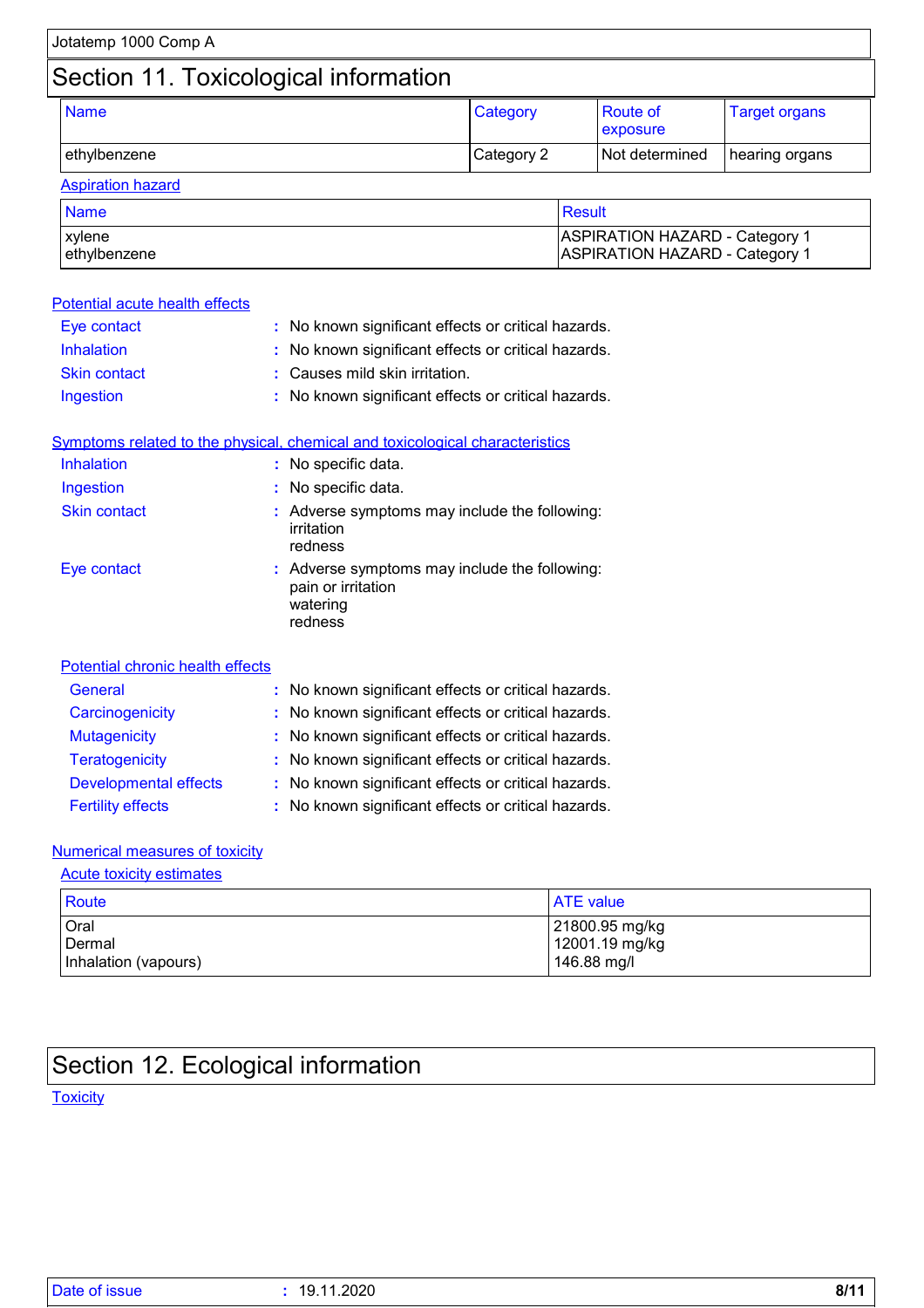## Section 11. Toxicological information

| Name | Category | Route of exposure | Target organs |
|---|---|---|---|
| ethylbenzene | Category 2 | Not determined | hearing organs |

**Aspiration hazard**

| Name | Result |
|---|---|
| xylene | ASPIRATION HAZARD - Category 1 |
| ethylbenzene | ASPIRATION HAZARD - Category 1 |

**Potential acute health effects**

- **Eye contact** : No known significant effects or critical hazards.
- **Inhalation** : No known significant effects or critical hazards.
- **Skin contact** : Causes mild skin irritation.
- **Ingestion** : No known significant effects or critical hazards.

**Symptoms related to the physical, chemical and toxicological characteristics**

- **Inhalation** : No specific data.
- **Ingestion** : No specific data.
- **Skin contact** : Adverse symptoms may include the following:
  irritation
  redness
- **Eye contact** : Adverse symptoms may include the following:
  pain or irritation
  watering
  redness

**Potential chronic health effects**

- **General** : No known significant effects or critical hazards.
- **Carcinogenicity** : No known significant effects or critical hazards.
- **Mutagenicity** : No known significant effects or critical hazards.
- **Teratogenicity** : No known significant effects or critical hazards.
- **Developmental effects** : No known significant effects or critical hazards.
- **Fertility effects** : No known significant effects or critical hazards.

**Numerical measures of toxicity**

**Acute toxicity estimates**

| Route | ATE value |
|---|---|
| Oral | 21800.95 mg/kg |
| Dermal | 12001.19 mg/kg |
| Inhalation (vapours) | 146.88 mg/l |

## Section 12. Ecological information

**Toxicity**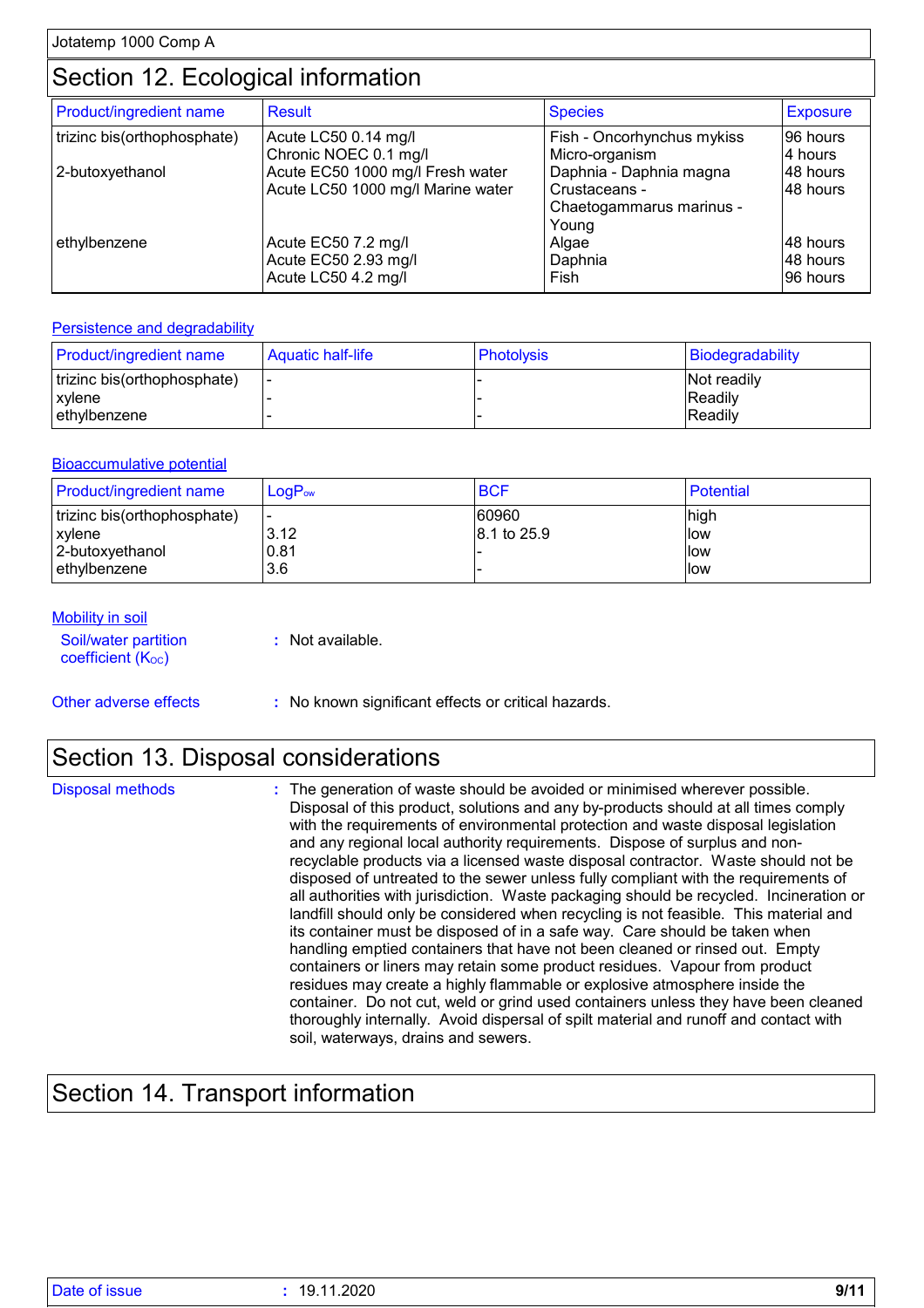## Section 12. Ecological information

| Product/ingredient name | Result | Species | Exposure |
|---|---|---|---|
| trizinc bis(orthophosphate) | Acute LC50 0.14 mg/l | Fish - Oncorhynchus mykiss | 96 hours |
| | Chronic NOEC 0.1 mg/l | Micro-organism | 4 hours |
| 2-butoxyethanol | Acute EC50 1000 mg/l Fresh water | Daphnia - Daphnia magna | 48 hours |
| | Acute LC50 1000 mg/l Marine water | Crustaceans - Chaetogammarus marinus - Young | 48 hours |
| ethylbenzene | Acute EC50 7.2 mg/l | Algae | 48 hours |
| | Acute EC50 2.93 mg/l | Daphnia | 48 hours |
| | Acute LC50 4.2 mg/l | Fish | 96 hours |

### Persistence and degradability

| Product/ingredient name | Aquatic half-life | Photolysis | Biodegradability |
|---|---|---|---|
| trizinc bis(orthophosphate) | - | - | Not readily |
| xylene | - | - | Readily |
| ethylbenzene | - | - | Readily |

### Bioaccumulative potential

| Product/ingredient name | $LogP_{ow}$ | BCF | Potential |
|---|---|---|---|
| trizinc bis(orthophosphate) | - | 60960 | high |
| xylene | 3.12 | 8.1 to 25.9 | low |
| 2-butoxyethanol | 0.81 | - | low |
| ethylbenzene | 3.6 | - | low |

### Mobility in soil

Soil/water partition coefficient ($K_{OC}$) : Not available.

Other adverse effects : No known significant effects or critical hazards.

## Section 13. Disposal considerations

Disposal methods : The generation of waste should be avoided or minimised wherever possible. Disposal of this product, solutions and any by-products should at all times comply with the requirements of environmental protection and waste disposal legislation and any regional local authority requirements. Dispose of surplus and non-recyclable products via a licensed waste disposal contractor. Waste should not be disposed of untreated to the sewer unless fully compliant with the requirements of all authorities with jurisdiction. Waste packaging should be recycled. Incineration or landfill should only be considered when recycling is not feasible. This material and its container must be disposed of in a safe way. Care should be taken when handling emptied containers that have not been cleaned or rinsed out. Empty containers or liners may retain some product residues. Vapour from product residues may create a highly flammable or explosive atmosphere inside the container. Do not cut, weld or grind used containers unless they have been cleaned thoroughly internally. Avoid dispersal of spilt material and runoff and contact with soil, waterways, drains and sewers.

## Section 14. Transport information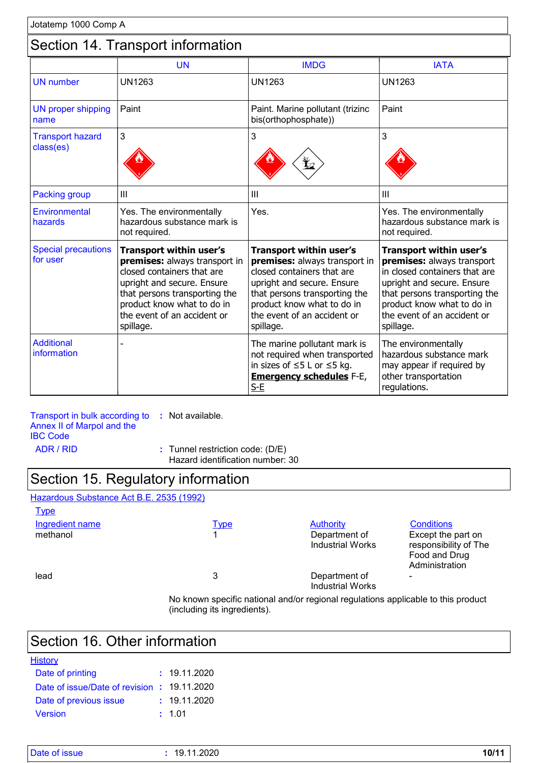## Section 14. Transport information

| | UN | IMDG | IATA |
|---|---|---|---|
| UN number | UN1263 | UN1263 | UN1263 |
| UN proper shipping name | Paint | Paint. Marine pollutant (trizinc bis(orthophosphate)) | Paint |
| Transport hazard class(es) | 3 | 3 | 3 |
| Packing group | III | III | III |
| Environmental hazards | Yes. The environmentally hazardous substance mark is not required. | Yes. | Yes. The environmentally hazardous substance mark is not required. |
| Special precautions for user | **Transport within user's premises:** always transport in closed containers that are upright and secure. Ensure that persons transporting the product know what to do in the event of an accident or spillage. | **Transport within user's premises:** always transport in closed containers that are upright and secure. Ensure that persons transporting the product know what to do in the event of an accident or spillage. | **Transport within user's premises:** always transport in closed containers that are upright and secure. Ensure that persons transporting the product know what to do in the event of an accident or spillage. |
| Additional information | - | The marine pollutant mark is not required when transported in sizes of ≤5 L or ≤5 kg. **Emergency schedules** F-E, S-E | The environmentally hazardous substance mark may appear if required by other transportation regulations. |

**Transport in bulk according to Annex II of Marpol and the IBC Code** : Not available.

**ADR / RID** : Tunnel restriction code: (D/E)
Hazard identification number: 30

## Section 15. Regulatory information

**Hazardous Substance Act B.E. 2535 (1992)**

**Type**

| Ingredient name | Type | Authority | Conditions |
|---|---|---|---|
| methanol | 1 | Department of Industrial Works | Except the part on responsibility of The Food and Drug Administration |
| lead | 3 | Department of Industrial Works | - |

No known specific national and/or regional regulations applicable to this product (including its ingredients).

## Section 16. Other information

**History**

Date of printing : 19.11.2020

Date of issue/Date of revision : 19.11.2020

Date of previous issue : 19.11.2020

Version : 1.01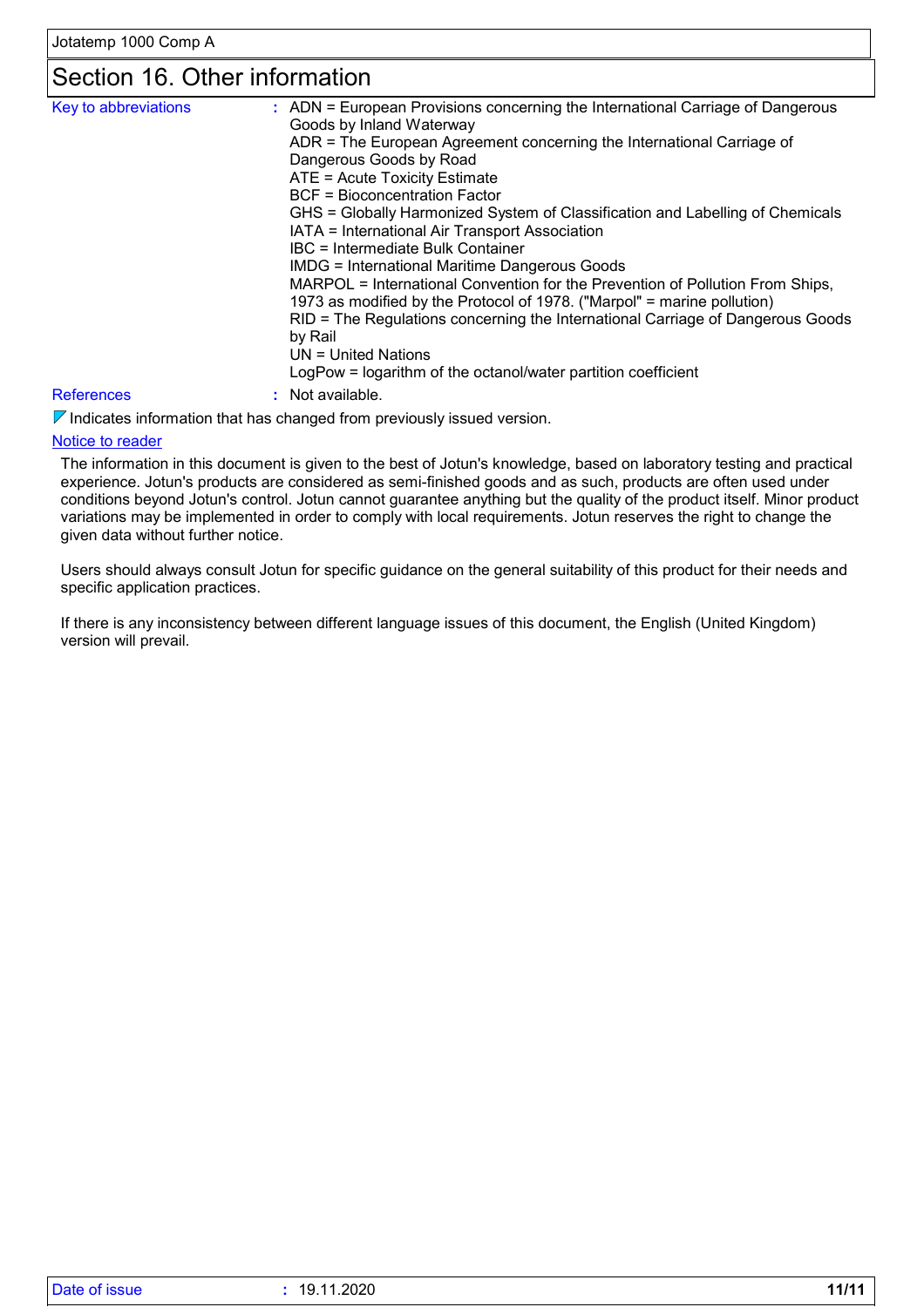## Section 16. Other information

| | | |
|---|---|---|
| Key to abbreviations | : | ADN = European Provisions concerning the International Carriage of Dangerous Goods by Inland Waterway<br>ADR = The European Agreement concerning the International Carriage of Dangerous Goods by Road<br>ATE = Acute Toxicity Estimate<br>BCF = Bioconcentration Factor<br>GHS = Globally Harmonized System of Classification and Labelling of Chemicals<br>IATA = International Air Transport Association<br>IBC = Intermediate Bulk Container<br>IMDG = International Maritime Dangerous Goods<br>MARPOL = International Convention for the Prevention of Pollution From Ships, 1973 as modified by the Protocol of 1978. ("Marpol" = marine pollution)<br>RID = The Regulations concerning the International Carriage of Dangerous Goods by Rail<br>UN = United Nations<br>LogPow = logarithm of the octanol/water partition coefficient |
| References | : | Not available. |

Indicates information that has changed from previously issued version.

**Notice to reader**

The information in this document is given to the best of Jotun's knowledge, based on laboratory testing and practical experience. Jotun's products are considered as semi-finished goods and as such, products are often used under conditions beyond Jotun's control. Jotun cannot guarantee anything but the quality of the product itself. Minor product variations may be implemented in order to comply with local requirements. Jotun reserves the right to change the given data without further notice.

Users should always consult Jotun for specific guidance on the general suitability of this product for their needs and specific application practices.

If there is any inconsistency between different language issues of this document, the English (United Kingdom) version will prevail.